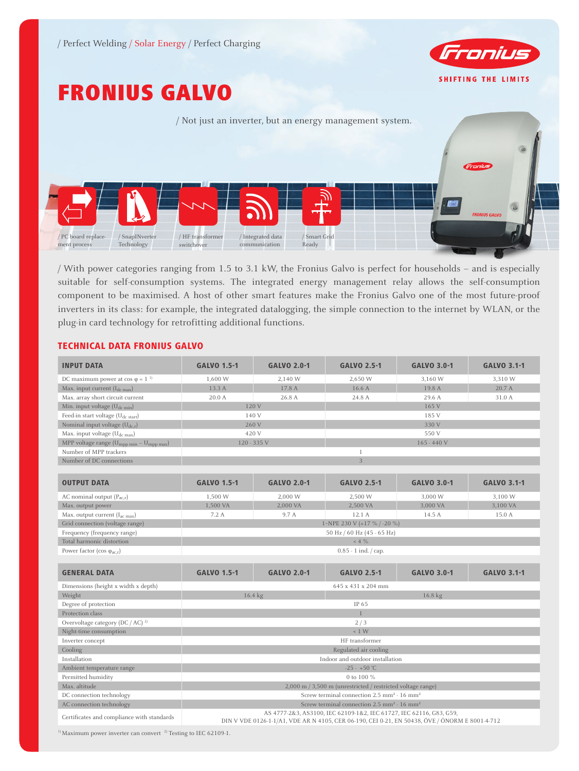/ Perfect Welding / Solar Energy / Perfect Charging

# FRONIUS GALVO

/ Not just an inverter, but an energy management system.

/ PC board replacement process / SnapINverter Technology / HF transformer switchover / Integrated data communication / Smart Grid Ready

/ With power categories ranging from 1.5 to 3.1 kW, the Fronius Galvo is perfect for households – and is especially suitable for self-consumption systems. The integrated energy management relay allows the self-consumption component to be maximised. A host of other smart features make the Fronius Galvo one of the most future-proof inverters in its class: for example, the integrated datalogging, the simple connection to the internet by WLAN, or the plug-in card technology for retrofitting additional functions.

## TECHNICAL DATA FRONIUS GALVO

| INPUT DATA | GALVO 1.5-1 | GALVO 2.0-1 | GALVO 2.5-1 | GALVO 3.0-1 | GALVO 3.1-1 |
|---|---|---|---|---|---|
| DC maximum power at cos φ = 1 [1] | 1,600 W | 2,140 W | 2,650 W | 3,160 W | 3,310 W |
| Max. input current ($I_{dc\ max}$) | 13.3 A | 17.8 A | 16.6 A | 19.8 A | 20.7 A |
| Max. array short circuit current | 20.0 A | 26.8 A | 24.8 A | 29.6 A | 31.0 A |
| Min. input voltage ($U_{dc\ min}$) | 120 V | | 165 V | | |
| Feed-in start voltage ($U_{dc\ start}$) | 140 V | | 185 V | | |
| Nominal input voltage ($U_{dc,r}$) | 260 V | | 330 V | | |
| Max. input voltage ($U_{dc\ max}$) | 420 V | | 550 V | | |
| MPP voltage range ($U_{mpp\ min}$ – $U_{mpp\ max}$) | 120 - 335 V | | 165 - 440 V | | |
| Number of MPP trackers | 1 | | | | |
| Number of DC connections | 3 | | | | |

| OUTPUT DATA | GALVO 1.5-1 | GALVO 2.0-1 | GALVO 2.5-1 | GALVO 3.0-1 | GALVO 3.1-1 |
|---|---|---|---|---|---|
| AC nominal output ($P_{ac,r}$) | 1,500 W | 2,000 W | 2,500 W | 3,000 W | 3,100 W |
| Max. output power | 1,500 VA | 2,000 VA | 2,500 VA | 3,000 VA | 3,100 VA |
| Max. output current ($I_{ac\ max}$) | 7.2 A | 9.7 A | 12.1 A | 14.5 A | 15.0 A |
| Grid connection (voltage range) | 1-NPE 230 V (+17 % / -20 %) | | | | |
| Frequency (frequency range) | 50 Hz / 60 Hz (45 - 65 Hz) | | | | |
| Total harmonic distortion | < 4 % | | | | |
| Power factor (cos $\varphi_{ac,r}$) | 0.85 - 1 ind. / cap. | | | | |

| GENERAL DATA | GALVO 1.5-1 | GALVO 2.0-1 | GALVO 2.5-1 | GALVO 3.0-1 | GALVO 3.1-1 |
|---|---|---|---|---|---|
| Dimensions (height x width x depth) | 645 x 431 x 204 mm | | | | |
| Weight | 16.4 kg | | 16.8 kg | | |
| Degree of protection | IP 65 | | | | |
| Protection class | 1 | | | | |
| Overvoltage category (DC / AC) [2] | 2 / 3 | | | | |
| Night-time consumption | < 1 W | | | | |
| Inverter concept | HF transformer | | | | |
| Cooling | Regulated air cooling | | | | |
| Installation | Indoor and outdoor installation | | | | |
| Ambient temperature range | -25 - +50 °C | | | | |
| Permitted humidity | 0 to 100 % | | | | |
| Max. altitude | 2,000 m / 3,500 m (unrestricted / restricted voltage range) | | | | |
| DC connection technology | Screw terminal connection 2.5 mm² - 16 mm² | | | | |
| AC connection technology | Screw terminal connection 2.5 mm² - 16 mm² | | | | |
| Certificates and compliance with standards | AS 4777-2&3, AS3100, IEC 62109-1&2, IEC 61727, IEC 62116, G83, G59, DIN V VDE 0126-1-1/A1, VDE AR N 4105, CER 06-190, CEI 0-21, EN 50438, ÖVE / ÖNORM E 8001-4-712 | | | | |

[1] Maximum power inverter can convert [2] Testing to IEC 62109-1.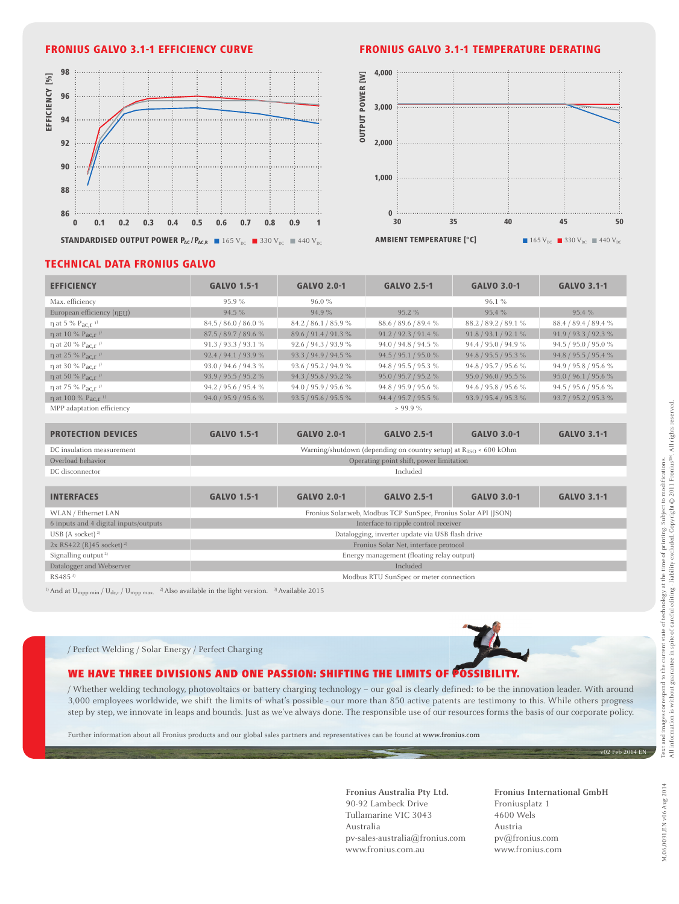## FRONIUS GALVO 3.1-1 EFFICIENCY CURVE

EFFICIENCY [%]

98
96
94
92
90
88
86

0 0.1 0.2 0.3 0.4 0.5 0.6 0.7 0.8 0.9 1

STANDARDISED OUTPUT POWER $P_{AC}/P_{AC,R}$ ■ 165 $V_{DC}$ ■ 330 $V_{DC}$ ■ 440 $V_{DC}$

## FRONIUS GALVO 3.1-1 TEMPERATURE DERATING

OUTPUT POWER [W]

4,000
3,000
2,000
1,000
0

30 35 40 45 50

AMBIENT TEMPERATURE [°C] ■ 165 $V_{DC}$ ■ 330 $V_{DC}$ ■ 440 $V_{DC}$

## TECHNICAL DATA FRONIUS GALVO

| EFFICIENCY | GALVO 1.5-1 | GALVO 2.0-1 | GALVO 2.5-1 | GALVO 3.0-1 | GALVO 3.1-1 |
|---|---|---|---|---|---|
| Max. efficiency | 95.9 % | 96.0 % | 96.1 % | | |
| European efficiency ($\eta_{EU}$) | 94.5 % | 94.9 % | 95.2 % | 95.4 % | 95.4 % |
| η at 5 % $P_{ac,r}$ [1] | 84.5 / 86.0 / 86.0 % | 84.2 / 86.1 / 85.9 % | 88.6 / 89.6 / 89.4 % | 88.2 / 89.2 / 89.1 % | 88.4 / 89.4 / 89.4 % |
| η at 10 % $P_{ac,r}$ [1] | 87.5 / 89.7 / 89.6 % | 89.6 / 91.4 / 91.3 % | 91.2 / 92.3 / 91.4 % | 91.8 / 93.1 / 92.1 % | 91.9 / 93.3 / 92.3 % |
| η at 20 % $P_{ac,r}$ [1] | 91.3 / 93.3 / 93.1 % | 92.6 / 94.3 / 93.9 % | 94.0 / 94.8 / 94.5 % | 94.4 / 95.0 / 94.9 % | 94.5 / 95.0 / 95.0 % |
| η at 25 % $P_{ac,r}$ [1] | 92.4 / 94.1 / 93.9 % | 93.3 / 94.9 / 94.5 % | 94.5 / 95.1 / 95.0 % | 94.8 / 95.5 / 95.3 % | 94.8 / 95.5 / 95.4 % |
| η at 30 % $P_{ac,r}$ [1] | 93.0 / 94.6 / 94.3 % | 93.6 / 95.2 / 94.9 % | 94.8 / 95.5 / 95.3 % | 94.8 / 95.7 / 95.6 % | 94.9 / 95.8 / 95.6 % |
| η at 50 % $P_{ac,r}$ [1] | 93.9 / 95.5 / 95.2 % | 94.3 / 95.8 / 95.2 % | 95.0 / 95.7 / 95.2 % | 95.0 / 96.0 / 95.5 % | 95.0 / 96.1 / 95.6 % |
| η at 75 % $P_{ac,r}$ [1] | 94.2 / 95.6 / 95.4 % | 94.0 / 95.9 / 95.6 % | 94.8 / 95.9 / 95.6 % | 94.6 / 95.8 / 95.6 % | 94.5 / 95.6 / 95.6 % |
| η at 100 % $P_{ac,r}$ [1] | 94.0 / 95.9 / 95.6 % | 93.5 / 95.6 / 95.5 % | 94.4 / 95.7 / 95.5 % | 93.9 / 95.4 / 95.3 % | 93.7 / 95.2 / 95.3 % |
| MPP adaptation efficiency | > 99.9 % | | | | |

| PROTECTION DEVICES | GALVO 1.5-1 | GALVO 2.0-1 | GALVO 2.5-1 | GALVO 3.0-1 | GALVO 3.1-1 |
|---|---|---|---|---|---|
| DC insulation measurement | Warning/shutdown (depending on country setup) at $R_{ISO}$ < 600 kOhm | | | | |
| Overload behavior | Operating point shift, power limitation | | | | |
| DC disconnector | Included | | | | |

| INTERFACES | GALVO 1.5-1 | GALVO 2.0-1 | GALVO 2.5-1 | GALVO 3.0-1 | GALVO 3.1-1 |
|---|---|---|---|---|---|
| WLAN / Ethernet LAN | Fronius Solar.web, Modbus TCP SunSpec, Fronius Solar API (JSON) | | | | |
| 6 inputs and 4 digital inputs/outputs | Interface to ripple control receiver | | | | |
| USB (A socket) [2] | Datalogging, inverter update via USB flash drive | | | | |
| 2x RS422 (RJ45 socket) [2] | Fronius Solar Net, interface protocol | | | | |
| Signalling output [2] | Energy management (floating relay output) | | | | |
| Datalogger and Webserver | Included | | | | |
| RS485 [3] | Modbus RTU SunSpec or meter connection | | | | |

[1] And at $U_{mpp\ min}$ / $U_{dc,r}$ / $U_{mpp\ max}$. [2] Also available in the light version. [3] Available 2015

/ Perfect Welding / Solar Energy / Perfect Charging

## WE HAVE THREE DIVISIONS AND ONE PASSION: SHIFTING THE LIMITS OF POSSIBILITY.

/ Whether welding technology, photovoltaics or battery charging technology – our goal is clearly defined: to be the innovation leader. With around 3,000 employees worldwide, we shift the limits of what's possible - our more than 850 active patents are testimony to this. While others progress step by step, we innovate in leaps and bounds. Just as we've always done. The responsible use of our resources forms the basis of our corporate policy.

Further information about all Fronius products and our global sales partners and representatives can be found at **www.fronius.com**

v02 Feb 2014 EN

Text and images correspond to the current state of technology at the time of printing. Subject to modifications.
All information is without guarantee in spite of careful editing - liability excluded. Copyright © 2011 Fronius™. All rights reserved.

**Fronius Australia Pty Ltd.**
90-92 Lambeck Drive
Tullamarine VIC 3043
Australia
pv-sales-australia@fronius.com
www.fronius.com.au

**Fronius International GmbH**
Froniusplatz 1
4600 Wels
Austria
pv@fronius.com
www.fronius.com

M,06,0091,EN v06 Aug 2014